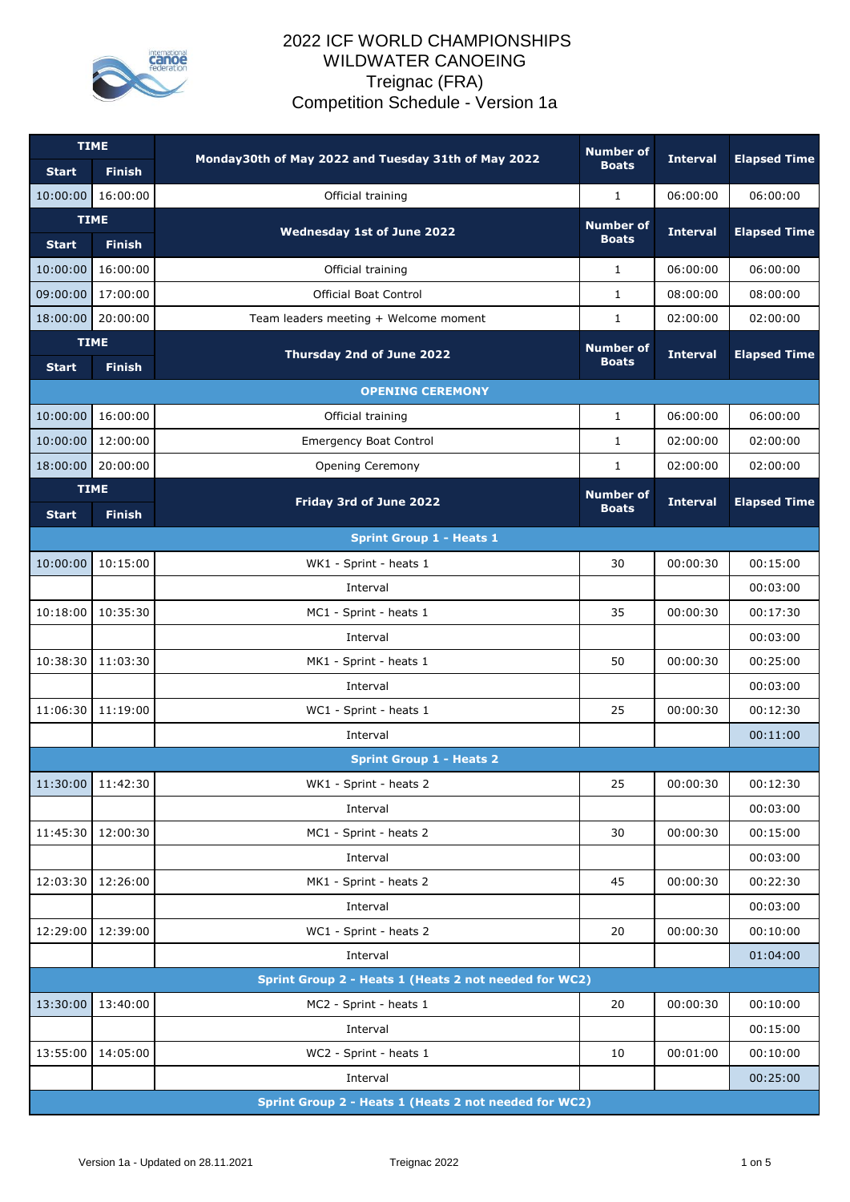# 2022 ICF WORLD CHAMPIONSHIPS
# WILDWATER CANOEING
# Treignac (FRA)
# Competition Schedule - Version 1a

| TIME | | Monday30th of May 2022 and Tuesday 31th of May 2022 | Number of Boats | Interval | Elapsed Time |
|---|---|---|---|---|---|
| Start | Finish | | | | |
| 10:00:00 | 16:00:00 | Official training | 1 | 06:00:00 | 06:00:00 |
| **TIME** | | **Wednesday 1st of June 2022** | **Number of Boats** | **Interval** | **Elapsed Time** |
| **Start** | **Finish** | | | | |
| 10:00:00 | 16:00:00 | Official training | 1 | 06:00:00 | 06:00:00 |
| 09:00:00 | 17:00:00 | Official Boat Control | 1 | 08:00:00 | 08:00:00 |
| 18:00:00 | 20:00:00 | Team leaders meeting + Welcome moment | 1 | 02:00:00 | 02:00:00 |
| **TIME** | | **Thursday 2nd of June 2022** | **Number of Boats** | **Interval** | **Elapsed Time** |
| **Start** | **Finish** | | | | |
| | | **OPENING CEREMONY** | | | |
| 10:00:00 | 16:00:00 | Official training | 1 | 06:00:00 | 06:00:00 |
| 10:00:00 | 12:00:00 | Emergency Boat Control | 1 | 02:00:00 | 02:00:00 |
| 18:00:00 | 20:00:00 | Opening Ceremony | 1 | 02:00:00 | 02:00:00 |
| **TIME** | | **Friday 3rd of June 2022** | **Number of Boats** | **Interval** | **Elapsed Time** |
| **Start** | **Finish** | | | | |
| | | **Sprint Group 1 - Heats 1** | | | |
| 10:00:00 | 10:15:00 | WK1 - Sprint - heats 1 | 30 | 00:00:30 | 00:15:00 |
| | | Interval | | | 00:03:00 |
| 10:18:00 | 10:35:30 | MC1 - Sprint - heats 1 | 35 | 00:00:30 | 00:17:30 |
| | | Interval | | | 00:03:00 |
| 10:38:30 | 11:03:30 | MK1 - Sprint - heats 1 | 50 | 00:00:30 | 00:25:00 |
| | | Interval | | | 00:03:00 |
| 11:06:30 | 11:19:00 | WC1 - Sprint - heats 1 | 25 | 00:00:30 | 00:12:30 |
| | | Interval | | | 00:11:00 |
| | | **Sprint Group 1 - Heats 2** | | | |
| 11:30:00 | 11:42:30 | WK1 - Sprint - heats 2 | 25 | 00:00:30 | 00:12:30 |
| | | Interval | | | 00:03:00 |
| 11:45:30 | 12:00:30 | MC1 - Sprint - heats 2 | 30 | 00:00:30 | 00:15:00 |
| | | Interval | | | 00:03:00 |
| 12:03:30 | 12:26:00 | MK1 - Sprint - heats 2 | 45 | 00:00:30 | 00:22:30 |
| | | Interval | | | 00:03:00 |
| 12:29:00 | 12:39:00 | WC1 - Sprint - heats 2 | 20 | 00:00:30 | 00:10:00 |
| | | Interval | | | 01:04:00 |
| | | **Sprint Group 2 - Heats 1 (Heats 2 not needed for WC2)** | | | |
| 13:30:00 | 13:40:00 | MC2 - Sprint - heats 1 | 20 | 00:00:30 | 00:10:00 |
| | | Interval | | | 00:15:00 |
| 13:55:00 | 14:05:00 | WC2 - Sprint - heats 1 | 10 | 00:01:00 | 00:10:00 |
| | | Interval | | | 00:25:00 |
| | | **Sprint Group 2 - Heats 1 (Heats 2 not needed for WC2)** | | | |

Version 1a - Updated on 28.11.2021 Treignac 2022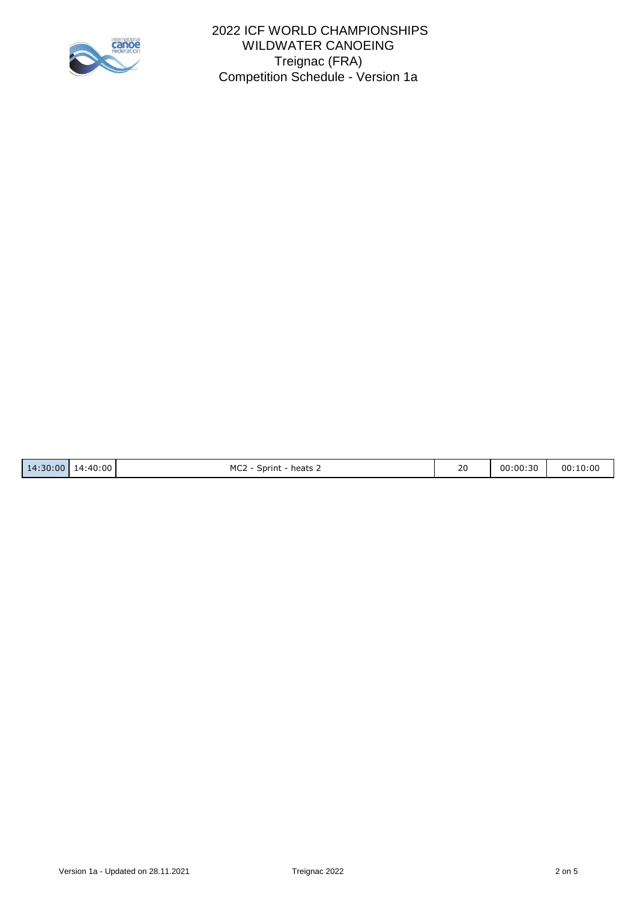| 14:30:00 | 14:40:00 | MC2 - Sprint - heats 2 | 20 | 00:00:30 | 00:10:00 |
|---|---|---|---|---|---|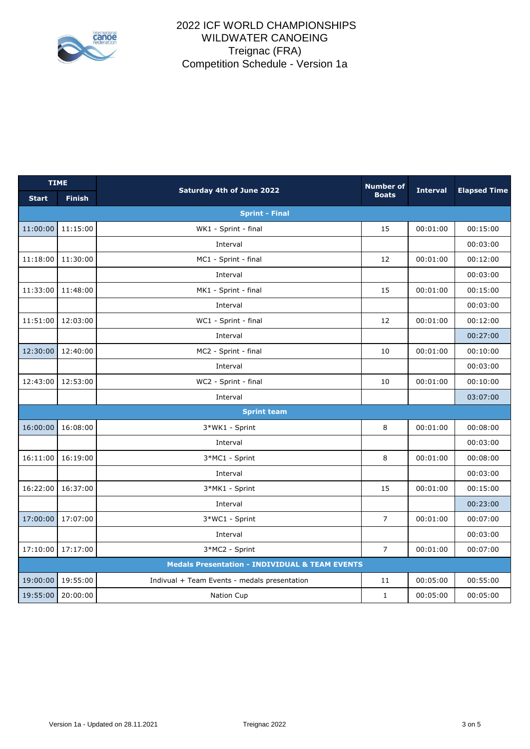# 2022 ICF WORLD CHAMPIONSHIPS
# WILDWATER CANOEING
## Treignac (FRA)
## Competition Schedule - Version 1a

| TIME | | Saturday 4th of June 2022 | Number of Boats | Interval | Elapsed Time |
|---|---|---|---|---|---|
| Start | Finish | | | | |
| | | **Sprint - Final** | | | |
| 11:00:00 | 11:15:00 | WK1 - Sprint - final | 15 | 00:01:00 | 00:15:00 |
| | | Interval | | | 00:03:00 |
| 11:18:00 | 11:30:00 | MC1 - Sprint - final | 12 | 00:01:00 | 00:12:00 |
| | | Interval | | | 00:03:00 |
| 11:33:00 | 11:48:00 | MK1 - Sprint - final | 15 | 00:01:00 | 00:15:00 |
| | | Interval | | | 00:03:00 |
| 11:51:00 | 12:03:00 | WC1 - Sprint - final | 12 | 00:01:00 | 00:12:00 |
| | | Interval | | | 00:27:00 |
| 12:30:00 | 12:40:00 | MC2 - Sprint - final | 10 | 00:01:00 | 00:10:00 |
| | | Interval | | | 00:03:00 |
| 12:43:00 | 12:53:00 | WC2 - Sprint - final | 10 | 00:01:00 | 00:10:00 |
| | | Interval | | | 03:07:00 |
| | | **Sprint team** | | | |
| 16:00:00 | 16:08:00 | 3*WK1 - Sprint | 8 | 00:01:00 | 00:08:00 |
| | | Interval | | | 00:03:00 |
| 16:11:00 | 16:19:00 | 3*MC1 - Sprint | 8 | 00:01:00 | 00:08:00 |
| | | Interval | | | 00:03:00 |
| 16:22:00 | 16:37:00 | 3*MK1 - Sprint | 15 | 00:01:00 | 00:15:00 |
| | | Interval | | | 00:23:00 |
| 17:00:00 | 17:07:00 | 3*WC1 - Sprint | 7 | 00:01:00 | 00:07:00 |
| | | Interval | | | 00:03:00 |
| 17:10:00 | 17:17:00 | 3*MC2 - Sprint | 7 | 00:01:00 | 00:07:00 |
| | | **Medals Presentation - INDIVIDUAL & TEAM EVENTS** | | | |
| 19:00:00 | 19:55:00 | Indivual + Team Events - medals presentation | 11 | 00:05:00 | 00:55:00 |
| 19:55:00 | 20:00:00 | Nation Cup | 1 | 00:05:00 | 00:05:00 |

Version 1a - Updated on 28.11.2021 — Treignac 2022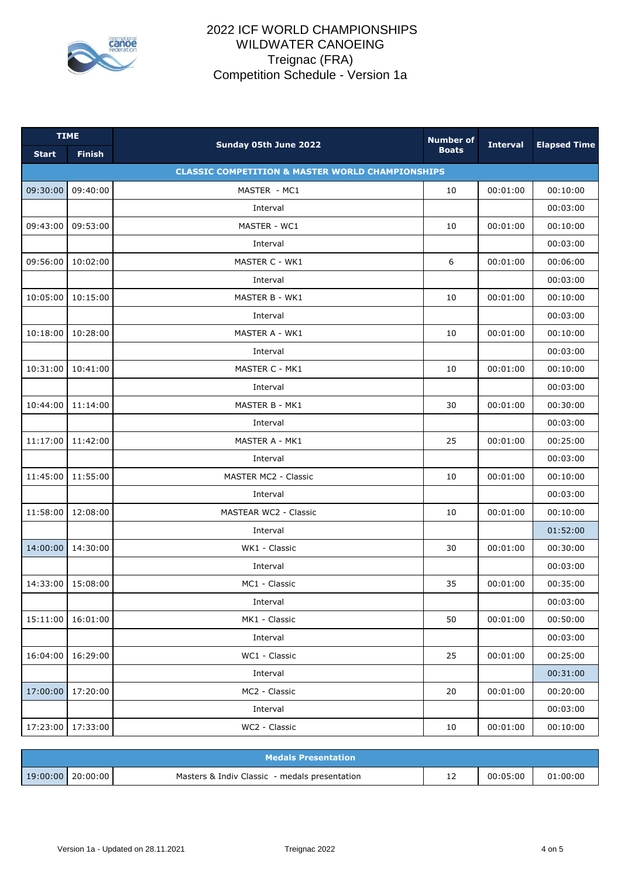# 2022 ICF WORLD CHAMPIONSHIPS
# WILDWATER CANOEING
# Treignac (FRA)
# Competition Schedule - Version 1a

| TIME | | Sunday 05th June 2022 | Number of Boats | Interval | Elapsed Time |
|---|---|---|---|---|---|
| Start | Finish | | | | |
| **CLASSIC COMPETITION & MASTER WORLD CHAMPIONSHIPS** | | | | | |
| 09:30:00 | 09:40:00 | MASTER - MC1 | 10 | 00:01:00 | 00:10:00 |
| | | Interval | | | 00:03:00 |
| 09:43:00 | 09:53:00 | MASTER - WC1 | 10 | 00:01:00 | 00:10:00 |
| | | Interval | | | 00:03:00 |
| 09:56:00 | 10:02:00 | MASTER C - WK1 | 6 | 00:01:00 | 00:06:00 |
| | | Interval | | | 00:03:00 |
| 10:05:00 | 10:15:00 | MASTER B - WK1 | 10 | 00:01:00 | 00:10:00 |
| | | Interval | | | 00:03:00 |
| 10:18:00 | 10:28:00 | MASTER A - WK1 | 10 | 00:01:00 | 00:10:00 |
| | | Interval | | | 00:03:00 |
| 10:31:00 | 10:41:00 | MASTER C - MK1 | 10 | 00:01:00 | 00:10:00 |
| | | Interval | | | 00:03:00 |
| 10:44:00 | 11:14:00 | MASTER B - MK1 | 30 | 00:01:00 | 00:30:00 |
| | | Interval | | | 00:03:00 |
| 11:17:00 | 11:42:00 | MASTER A - MK1 | 25 | 00:01:00 | 00:25:00 |
| | | Interval | | | 00:03:00 |
| 11:45:00 | 11:55:00 | MASTER MC2 - Classic | 10 | 00:01:00 | 00:10:00 |
| | | Interval | | | 00:03:00 |
| 11:58:00 | 12:08:00 | MASTEAR WC2 - Classic | 10 | 00:01:00 | 00:10:00 |
| | | Interval | | | 01:52:00 |
| 14:00:00 | 14:30:00 | WK1 - Classic | 30 | 00:01:00 | 00:30:00 |
| | | Interval | | | 00:03:00 |
| 14:33:00 | 15:08:00 | MC1 - Classic | 35 | 00:01:00 | 00:35:00 |
| | | Interval | | | 00:03:00 |
| 15:11:00 | 16:01:00 | MK1 - Classic | 50 | 00:01:00 | 00:50:00 |
| | | Interval | | | 00:03:00 |
| 16:04:00 | 16:29:00 | WC1 - Classic | 25 | 00:01:00 | 00:25:00 |
| | | Interval | | | 00:31:00 |
| 17:00:00 | 17:20:00 | MC2 - Classic | 20 | 00:01:00 | 00:20:00 |
| | | Interval | | | 00:03:00 |
| 17:23:00 | 17:33:00 | WC2 - Classic | 10 | 00:01:00 | 00:10:00 |

| Medals Presentation | | | | | |
|---|---|---|---|---|---|
| 19:00:00 | 20:00:00 | Masters & Indiv Classic - medals presentation | 12 | 00:05:00 | 01:00:00 |

Version 1a - Updated on 28.11.2021 — Treignac 2022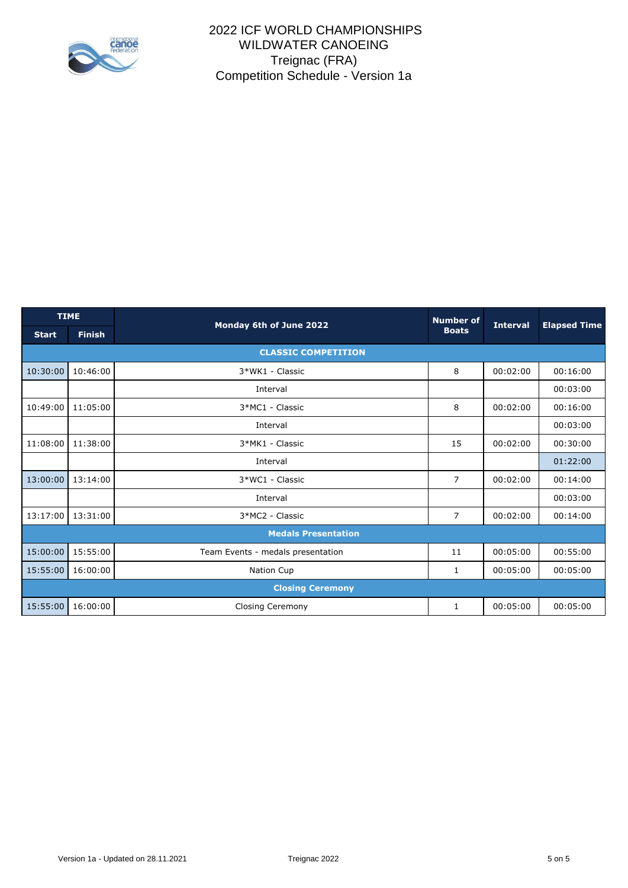# 2022 ICF WORLD CHAMPIONSHIPS
# WILDWATER CANOEING
# Treignac (FRA)
# Competition Schedule - Version 1a

| TIME | | Monday 6th of June 2022 | Number of Boats | Interval | Elapsed Time |
|---|---|---|---|---|---|
| Start | Finish | | | | |
| **CLASSIC COMPETITION** | | | | | |
| 10:30:00 | 10:46:00 | 3*WK1 - Classic | 8 | 00:02:00 | 00:16:00 |
| | | Interval | | | 00:03:00 |
| 10:49:00 | 11:05:00 | 3*MC1 - Classic | 8 | 00:02:00 | 00:16:00 |
| | | Interval | | | 00:03:00 |
| 11:08:00 | 11:38:00 | 3*MK1 - Classic | 15 | 00:02:00 | 00:30:00 |
| | | Interval | | | 01:22:00 |
| 13:00:00 | 13:14:00 | 3*WC1 - Classic | 7 | 00:02:00 | 00:14:00 |
| | | Interval | | | 00:03:00 |
| 13:17:00 | 13:31:00 | 3*MC2 - Classic | 7 | 00:02:00 | 00:14:00 |
| **Medals Presentation** | | | | | |
| 15:00:00 | 15:55:00 | Team Events - medals presentation | 11 | 00:05:00 | 00:55:00 |
| 15:55:00 | 16:00:00 | Nation Cup | 1 | 00:05:00 | 00:05:00 |
| **Closing Ceremony** | | | | | |
| 15:55:00 | 16:00:00 | Closing Ceremony | 1 | 00:05:00 | 00:05:00 |

Version 1a - Updated on 28.11.2021 Treignac 2022